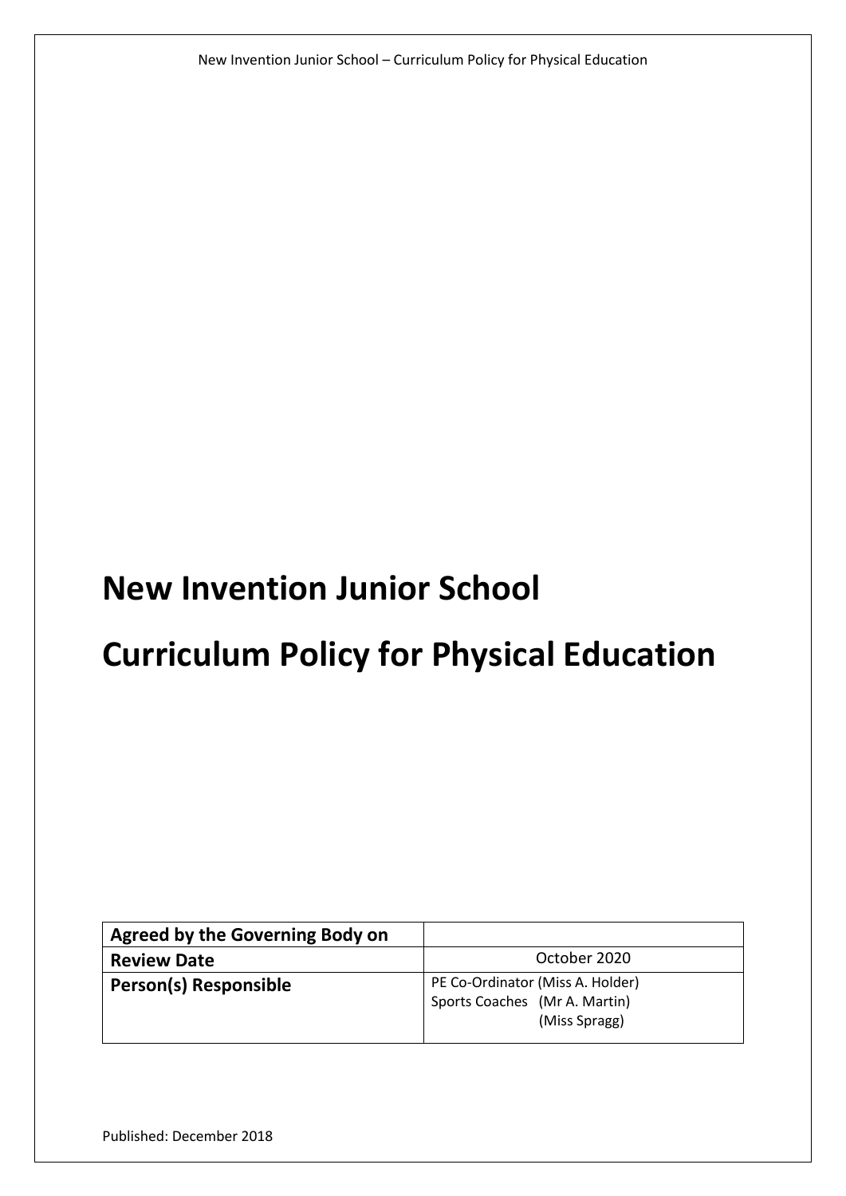# New Invention Junior School

# Curriculum Policy for Physical Education

| Agreed by the Governing Body on | |
|---|---|
| **Review Date** | October 2020 |
| **Person(s) Responsible** | PE Co-Ordinator (Miss A. Holder)<br>Sports Coaches (Mr A. Martin)<br>(Miss Spragg) |

Published: December 2018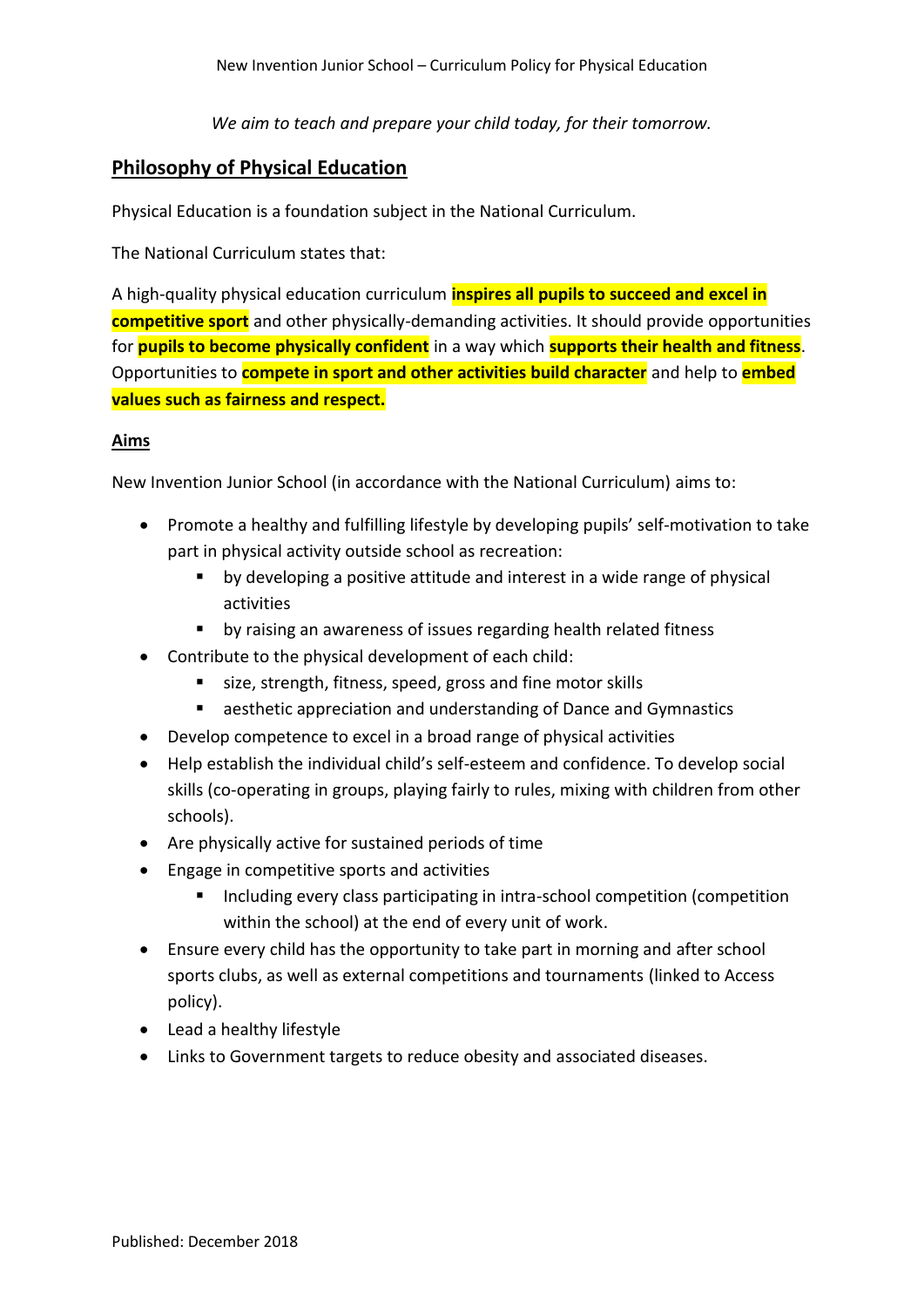*We aim to teach and prepare your child today, for their tomorrow.*

## Philosophy of Physical Education

Physical Education is a foundation subject in the National Curriculum.

The National Curriculum states that:

A high-quality physical education curriculum **inspires all pupils to succeed and excel in competitive sport** and other physically-demanding activities. It should provide opportunities for **pupils to become physically confident** in a way which **supports their health and fitness**. Opportunities to **compete in sport and other activities build character** and help to **embed values such as fairness and respect.**

### Aims

New Invention Junior School (in accordance with the National Curriculum) aims to:

- Promote a healthy and fulfilling lifestyle by developing pupils' self-motivation to take part in physical activity outside school as recreation:
  - by developing a positive attitude and interest in a wide range of physical activities
  - by raising an awareness of issues regarding health related fitness
- Contribute to the physical development of each child:
  - size, strength, fitness, speed, gross and fine motor skills
  - aesthetic appreciation and understanding of Dance and Gymnastics
- Develop competence to excel in a broad range of physical activities
- Help establish the individual child's self-esteem and confidence. To develop social skills (co-operating in groups, playing fairly to rules, mixing with children from other schools).
- Are physically active for sustained periods of time
- Engage in competitive sports and activities
  - Including every class participating in intra-school competition (competition within the school) at the end of every unit of work.
- Ensure every child has the opportunity to take part in morning and after school sports clubs, as well as external competitions and tournaments (linked to Access policy).
- Lead a healthy lifestyle
- Links to Government targets to reduce obesity and associated diseases.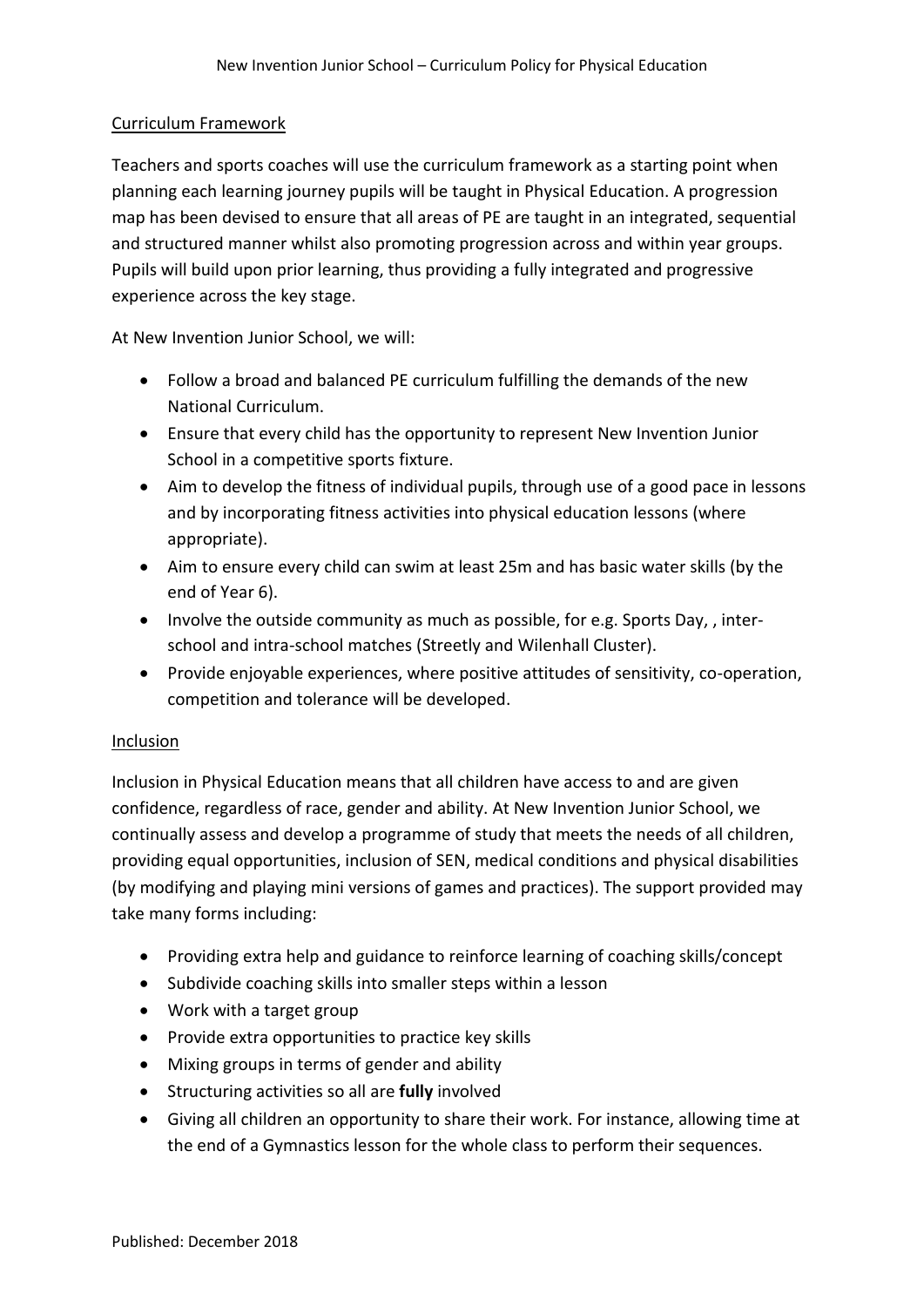## Curriculum Framework

Teachers and sports coaches will use the curriculum framework as a starting point when planning each learning journey pupils will be taught in Physical Education. A progression map has been devised to ensure that all areas of PE are taught in an integrated, sequential and structured manner whilst also promoting progression across and within year groups. Pupils will build upon prior learning, thus providing a fully integrated and progressive experience across the key stage.

At New Invention Junior School, we will:

- Follow a broad and balanced PE curriculum fulfilling the demands of the new National Curriculum.
- Ensure that every child has the opportunity to represent New Invention Junior School in a competitive sports fixture.
- Aim to develop the fitness of individual pupils, through use of a good pace in lessons and by incorporating fitness activities into physical education lessons (where appropriate).
- Aim to ensure every child can swim at least 25m and has basic water skills (by the end of Year 6).
- Involve the outside community as much as possible, for e.g. Sports Day, , inter-school and intra-school matches (Streetly and Wilenhall Cluster).
- Provide enjoyable experiences, where positive attitudes of sensitivity, co-operation, competition and tolerance will be developed.

## Inclusion

Inclusion in Physical Education means that all children have access to and are given confidence, regardless of race, gender and ability. At New Invention Junior School, we continually assess and develop a programme of study that meets the needs of all children, providing equal opportunities, inclusion of SEN, medical conditions and physical disabilities (by modifying and playing mini versions of games and practices). The support provided may take many forms including:

- Providing extra help and guidance to reinforce learning of coaching skills/concept
- Subdivide coaching skills into smaller steps within a lesson
- Work with a target group
- Provide extra opportunities to practice key skills
- Mixing groups in terms of gender and ability
- Structuring activities so all are **fully** involved
- Giving all children an opportunity to share their work. For instance, allowing time at the end of a Gymnastics lesson for the whole class to perform their sequences.

Published: December 2018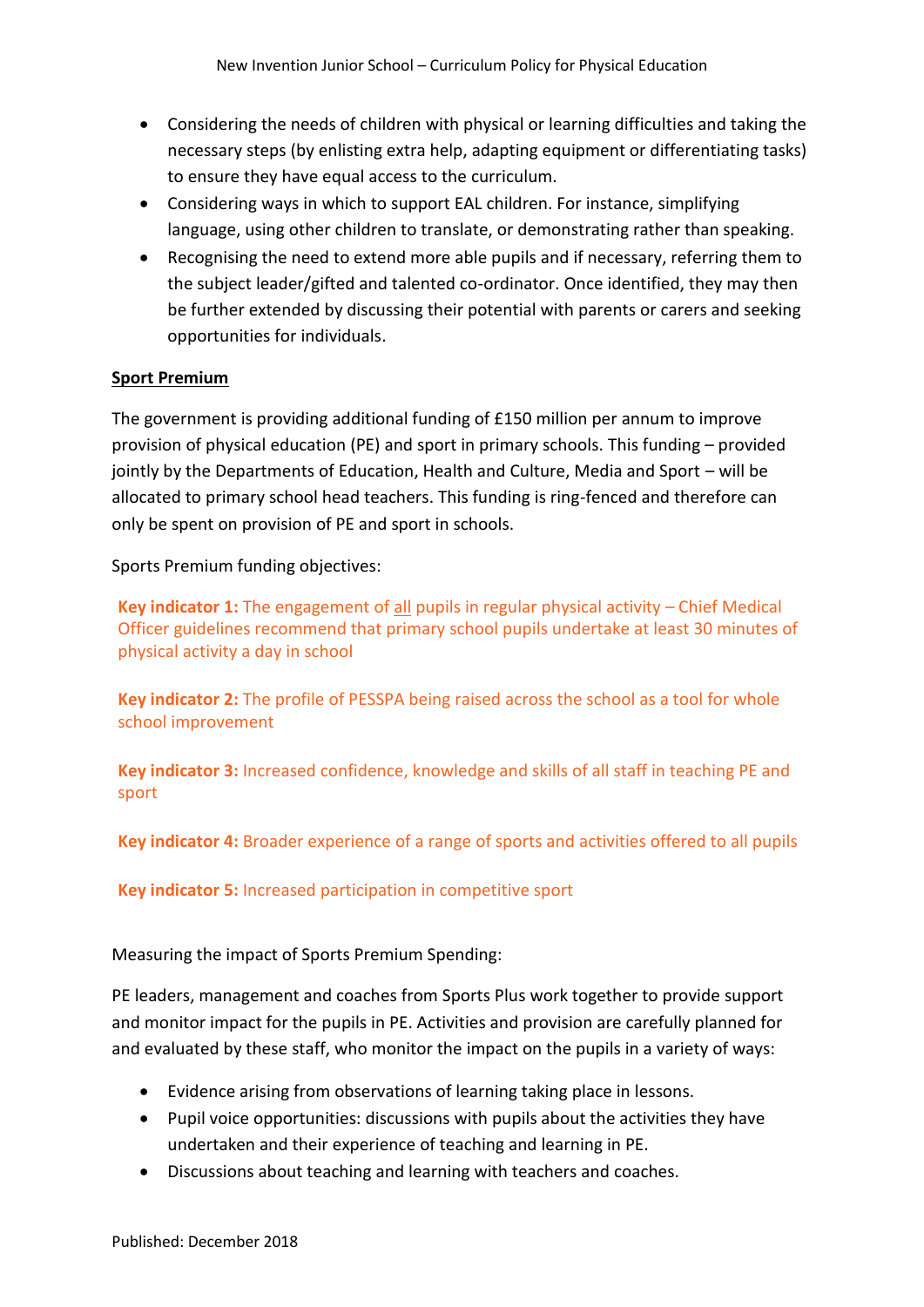- Considering the needs of children with physical or learning difficulties and taking the necessary steps (by enlisting extra help, adapting equipment or differentiating tasks) to ensure they have equal access to the curriculum.
- Considering ways in which to support EAL children. For instance, simplifying language, using other children to translate, or demonstrating rather than speaking.
- Recognising the need to extend more able pupils and if necessary, referring them to the subject leader/gifted and talented co-ordinator. Once identified, they may then be further extended by discussing their potential with parents or carers and seeking opportunities for individuals.

**Sport Premium**

The government is providing additional funding of £150 million per annum to improve provision of physical education (PE) and sport in primary schools. This funding – provided jointly by the Departments of Education, Health and Culture, Media and Sport – will be allocated to primary school head teachers. This funding is ring-fenced and therefore can only be spent on provision of PE and sport in schools.

Sports Premium funding objectives:

**Key indicator 1:** The engagement of all pupils in regular physical activity – Chief Medical Officer guidelines recommend that primary school pupils undertake at least 30 minutes of physical activity a day in school

**Key indicator 2:** The profile of PESSPA being raised across the school as a tool for whole school improvement

**Key indicator 3:** Increased confidence, knowledge and skills of all staff in teaching PE and sport

**Key indicator 4:** Broader experience of a range of sports and activities offered to all pupils

**Key indicator 5:** Increased participation in competitive sport

Measuring the impact of Sports Premium Spending:

PE leaders, management and coaches from Sports Plus work together to provide support and monitor impact for the pupils in PE. Activities and provision are carefully planned for and evaluated by these staff, who monitor the impact on the pupils in a variety of ways:

- Evidence arising from observations of learning taking place in lessons.
- Pupil voice opportunities: discussions with pupils about the activities they have undertaken and their experience of teaching and learning in PE.
- Discussions about teaching and learning with teachers and coaches.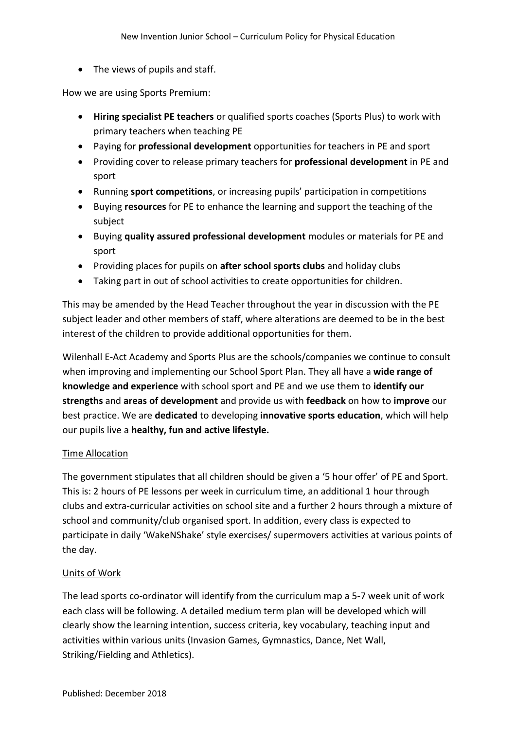- The views of pupils and staff.

How we are using Sports Premium:

- **Hiring specialist PE teachers** or qualified sports coaches (Sports Plus) to work with primary teachers when teaching PE
- Paying for **professional development** opportunities for teachers in PE and sport
- Providing cover to release primary teachers for **professional development** in PE and sport
- Running **sport competitions**, or increasing pupils' participation in competitions
- Buying **resources** for PE to enhance the learning and support the teaching of the subject
- Buying **quality assured professional development** modules or materials for PE and sport
- Providing places for pupils on **after school sports clubs** and holiday clubs
- Taking part in out of school activities to create opportunities for children.

This may be amended by the Head Teacher throughout the year in discussion with the PE subject leader and other members of staff, where alterations are deemed to be in the best interest of the children to provide additional opportunities for them.

Wilenhall E-Act Academy and Sports Plus are the schools/companies we continue to consult when improving and implementing our School Sport Plan. They all have a **wide range of knowledge and experience** with school sport and PE and we use them to **identify our strengths** and **areas of development** and provide us with **feedback** on how to **improve** our best practice. We are **dedicated** to developing **innovative sports education**, which will help our pupils live a **healthy, fun and active lifestyle.**

## Time Allocation

The government stipulates that all children should be given a '5 hour offer' of PE and Sport. This is: 2 hours of PE lessons per week in curriculum time, an additional 1 hour through clubs and extra-curricular activities on school site and a further 2 hours through a mixture of school and community/club organised sport. In addition, every class is expected to participate in daily 'WakeNShake' style exercises/ supermovers activities at various points of the day.

## Units of Work

The lead sports co-ordinator will identify from the curriculum map a 5-7 week unit of work each class will be following. A detailed medium term plan will be developed which will clearly show the learning intention, success criteria, key vocabulary, teaching input and activities within various units (Invasion Games, Gymnastics, Dance, Net Wall, Striking/Fielding and Athletics).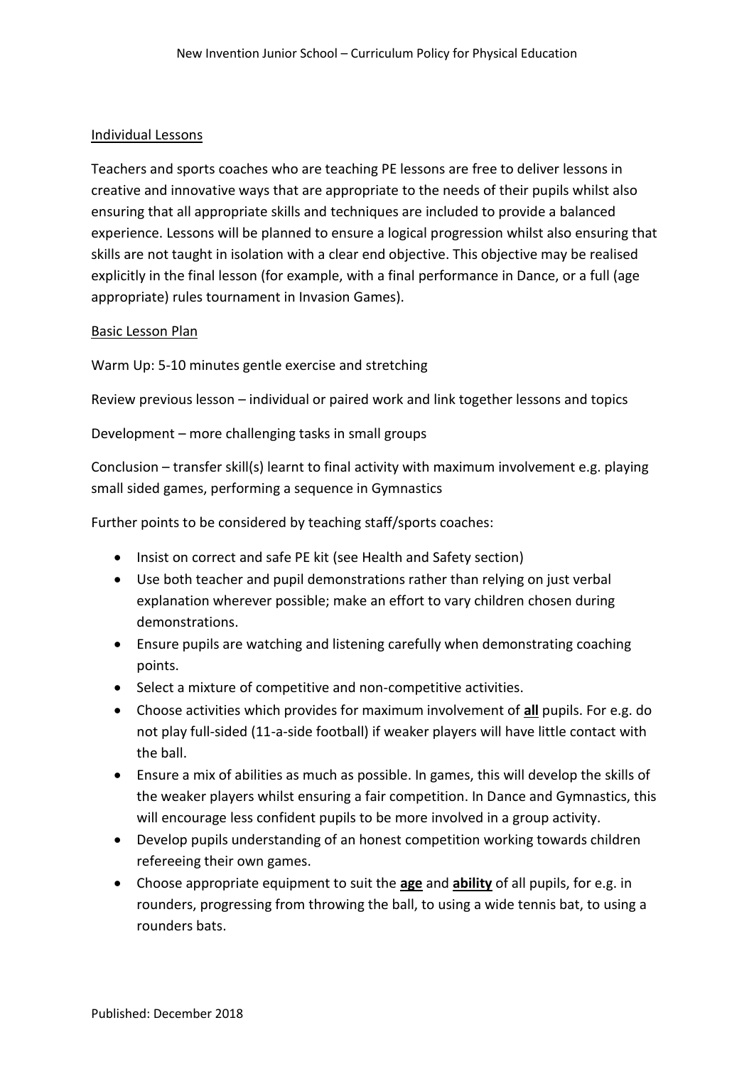## Individual Lessons

Teachers and sports coaches who are teaching PE lessons are free to deliver lessons in creative and innovative ways that are appropriate to the needs of their pupils whilst also ensuring that all appropriate skills and techniques are included to provide a balanced experience. Lessons will be planned to ensure a logical progression whilst also ensuring that skills are not taught in isolation with a clear end objective. This objective may be realised explicitly in the final lesson (for example, with a final performance in Dance, or a full (age appropriate) rules tournament in Invasion Games).

## Basic Lesson Plan

Warm Up: 5-10 minutes gentle exercise and stretching

Review previous lesson – individual or paired work and link together lessons and topics

Development – more challenging tasks in small groups

Conclusion – transfer skill(s) learnt to final activity with maximum involvement e.g. playing small sided games, performing a sequence in Gymnastics

Further points to be considered by teaching staff/sports coaches:

- Insist on correct and safe PE kit (see Health and Safety section)
- Use both teacher and pupil demonstrations rather than relying on just verbal explanation wherever possible; make an effort to vary children chosen during demonstrations.
- Ensure pupils are watching and listening carefully when demonstrating coaching points.
- Select a mixture of competitive and non-competitive activities.
- Choose activities which provides for maximum involvement of **all** pupils. For e.g. do not play full-sided (11-a-side football) if weaker players will have little contact with the ball.
- Ensure a mix of abilities as much as possible. In games, this will develop the skills of the weaker players whilst ensuring a fair competition. In Dance and Gymnastics, this will encourage less confident pupils to be more involved in a group activity.
- Develop pupils understanding of an honest competition working towards children refereeing their own games.
- Choose appropriate equipment to suit the **age** and **ability** of all pupils, for e.g. in rounders, progressing from throwing the ball, to using a wide tennis bat, to using a rounders bats.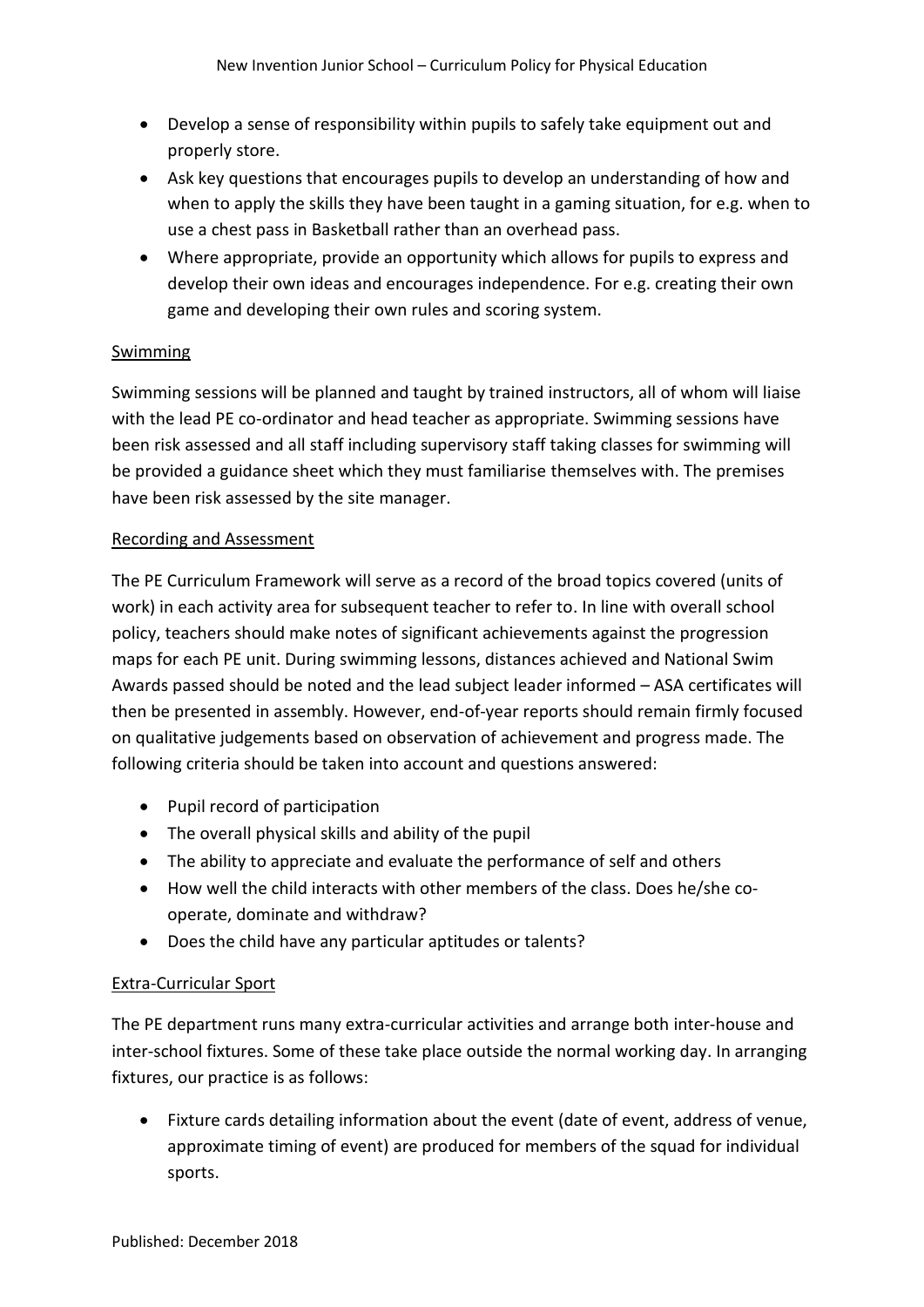- Develop a sense of responsibility within pupils to safely take equipment out and properly store.
- Ask key questions that encourages pupils to develop an understanding of how and when to apply the skills they have been taught in a gaming situation, for e.g. when to use a chest pass in Basketball rather than an overhead pass.
- Where appropriate, provide an opportunity which allows for pupils to express and develop their own ideas and encourages independence. For e.g. creating their own game and developing their own rules and scoring system.

## Swimming

Swimming sessions will be planned and taught by trained instructors, all of whom will liaise with the lead PE co-ordinator and head teacher as appropriate. Swimming sessions have been risk assessed and all staff including supervisory staff taking classes for swimming will be provided a guidance sheet which they must familiarise themselves with. The premises have been risk assessed by the site manager.

## Recording and Assessment

The PE Curriculum Framework will serve as a record of the broad topics covered (units of work) in each activity area for subsequent teacher to refer to. In line with overall school policy, teachers should make notes of significant achievements against the progression maps for each PE unit. During swimming lessons, distances achieved and National Swim Awards passed should be noted and the lead subject leader informed – ASA certificates will then be presented in assembly. However, end-of-year reports should remain firmly focused on qualitative judgements based on observation of achievement and progress made. The following criteria should be taken into account and questions answered:

- Pupil record of participation
- The overall physical skills and ability of the pupil
- The ability to appreciate and evaluate the performance of self and others
- How well the child interacts with other members of the class. Does he/she co-operate, dominate and withdraw?
- Does the child have any particular aptitudes or talents?

## Extra-Curricular Sport

The PE department runs many extra-curricular activities and arrange both inter-house and inter-school fixtures. Some of these take place outside the normal working day. In arranging fixtures, our practice is as follows:

- Fixture cards detailing information about the event (date of event, address of venue, approximate timing of event) are produced for members of the squad for individual sports.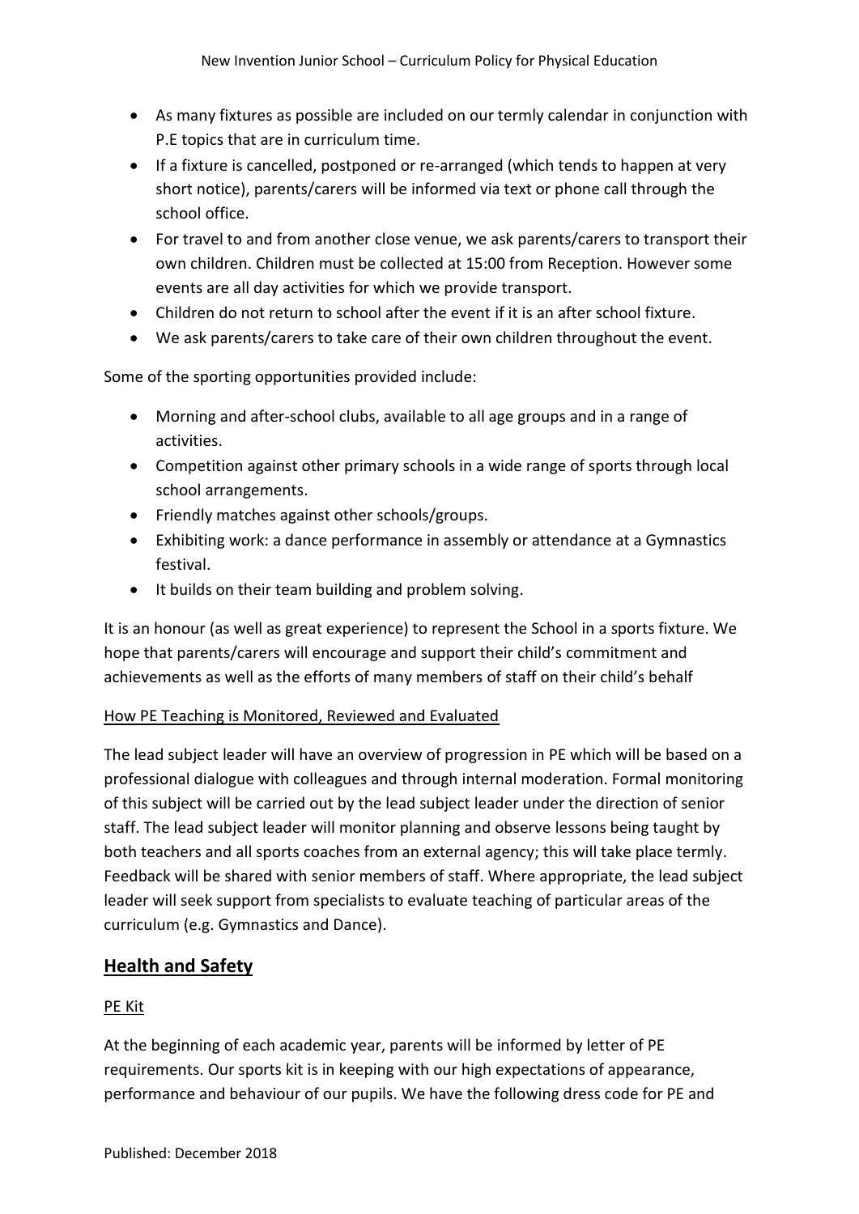- As many fixtures as possible are included on our termly calendar in conjunction with P.E topics that are in curriculum time.
- If a fixture is cancelled, postponed or re-arranged (which tends to happen at very short notice), parents/carers will be informed via text or phone call through the school office.
- For travel to and from another close venue, we ask parents/carers to transport their own children. Children must be collected at 15:00 from Reception. However some events are all day activities for which we provide transport.
- Children do not return to school after the event if it is an after school fixture.
- We ask parents/carers to take care of their own children throughout the event.

Some of the sporting opportunities provided include:

- Morning and after-school clubs, available to all age groups and in a range of activities.
- Competition against other primary schools in a wide range of sports through local school arrangements.
- Friendly matches against other schools/groups.
- Exhibiting work: a dance performance in assembly or attendance at a Gymnastics festival.
- It builds on their team building and problem solving.

It is an honour (as well as great experience) to represent the School in a sports fixture. We hope that parents/carers will encourage and support their child's commitment and achievements as well as the efforts of many members of staff on their child's behalf

<u>How PE Teaching is Monitored, Reviewed and Evaluated</u>

The lead subject leader will have an overview of progression in PE which will be based on a professional dialogue with colleagues and through internal moderation. Formal monitoring of this subject will be carried out by the lead subject leader under the direction of senior staff. The lead subject leader will monitor planning and observe lessons being taught by both teachers and all sports coaches from an external agency; this will take place termly. Feedback will be shared with senior members of staff. Where appropriate, the lead subject leader will seek support from specialists to evaluate teaching of particular areas of the curriculum (e.g. Gymnastics and Dance).

## Health and Safety

<u>PE Kit</u>

At the beginning of each academic year, parents will be informed by letter of PE requirements. Our sports kit is in keeping with our high expectations of appearance, performance and behaviour of our pupils. We have the following dress code for PE and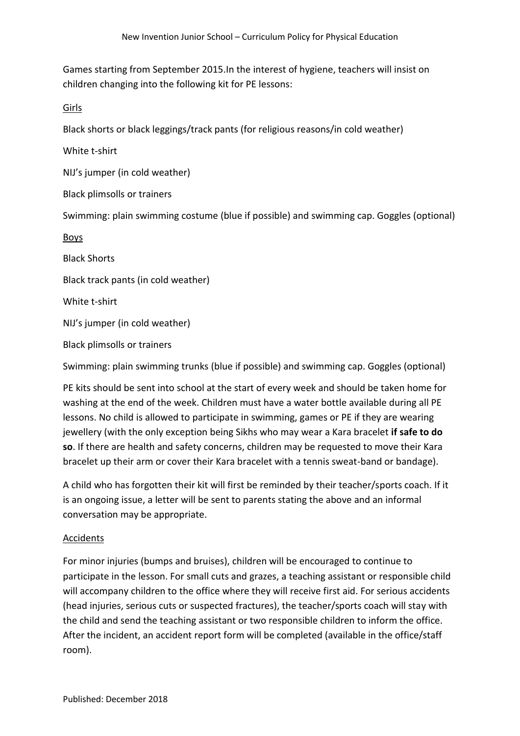Games starting from September 2015.In the interest of hygiene, teachers will insist on children changing into the following kit for PE lessons:

Girls

Black shorts or black leggings/track pants (for religious reasons/in cold weather)

White t-shirt

NIJ's jumper (in cold weather)

Black plimsolls or trainers

Swimming: plain swimming costume (blue if possible) and swimming cap. Goggles (optional)

Boys

Black Shorts

Black track pants (in cold weather)

White t-shirt

NIJ's jumper (in cold weather)

Black plimsolls or trainers

Swimming: plain swimming trunks (blue if possible) and swimming cap. Goggles (optional)

PE kits should be sent into school at the start of every week and should be taken home for washing at the end of the week. Children must have a water bottle available during all PE lessons. No child is allowed to participate in swimming, games or PE if they are wearing jewellery (with the only exception being Sikhs who may wear a Kara bracelet **if safe to do so**. If there are health and safety concerns, children may be requested to move their Kara bracelet up their arm or cover their Kara bracelet with a tennis sweat-band or bandage).

A child who has forgotten their kit will first be reminded by their teacher/sports coach. If it is an ongoing issue, a letter will be sent to parents stating the above and an informal conversation may be appropriate.

## Accidents

For minor injuries (bumps and bruises), children will be encouraged to continue to participate in the lesson. For small cuts and grazes, a teaching assistant or responsible child will accompany children to the office where they will receive first aid. For serious accidents (head injuries, serious cuts or suspected fractures), the teacher/sports coach will stay with the child and send the teaching assistant or two responsible children to inform the office. After the incident, an accident report form will be completed (available in the office/staff room).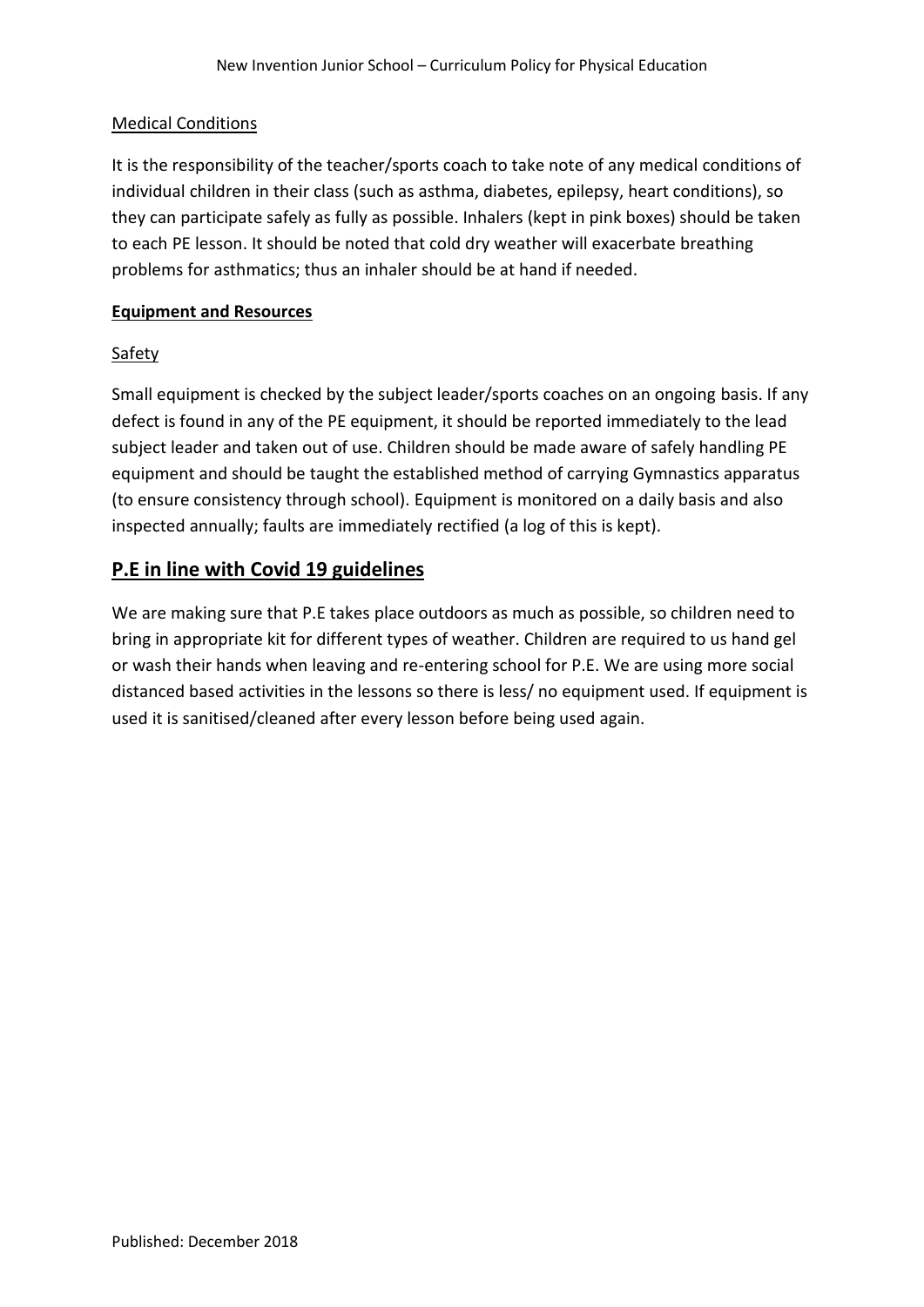Medical Conditions

It is the responsibility of the teacher/sports coach to take note of any medical conditions of individual children in their class (such as asthma, diabetes, epilepsy, heart conditions), so they can participate safely as fully as possible. Inhalers (kept in pink boxes) should be taken to each PE lesson. It should be noted that cold dry weather will exacerbate breathing problems for asthmatics; thus an inhaler should be at hand if needed.

**Equipment and Resources**

Safety

Small equipment is checked by the subject leader/sports coaches on an ongoing basis. If any defect is found in any of the PE equipment, it should be reported immediately to the lead subject leader and taken out of use. Children should be made aware of safely handling PE equipment and should be taught the established method of carrying Gymnastics apparatus (to ensure consistency through school). Equipment is monitored on a daily basis and also inspected annually; faults are immediately rectified (a log of this is kept).

## P.E in line with Covid 19 guidelines

We are making sure that P.E takes place outdoors as much as possible, so children need to bring in appropriate kit for different types of weather. Children are required to us hand gel or wash their hands when leaving and re-entering school for P.E. We are using more social distanced based activities in the lessons so there is less/ no equipment used. If equipment is used it is sanitised/cleaned after every lesson before being used again.